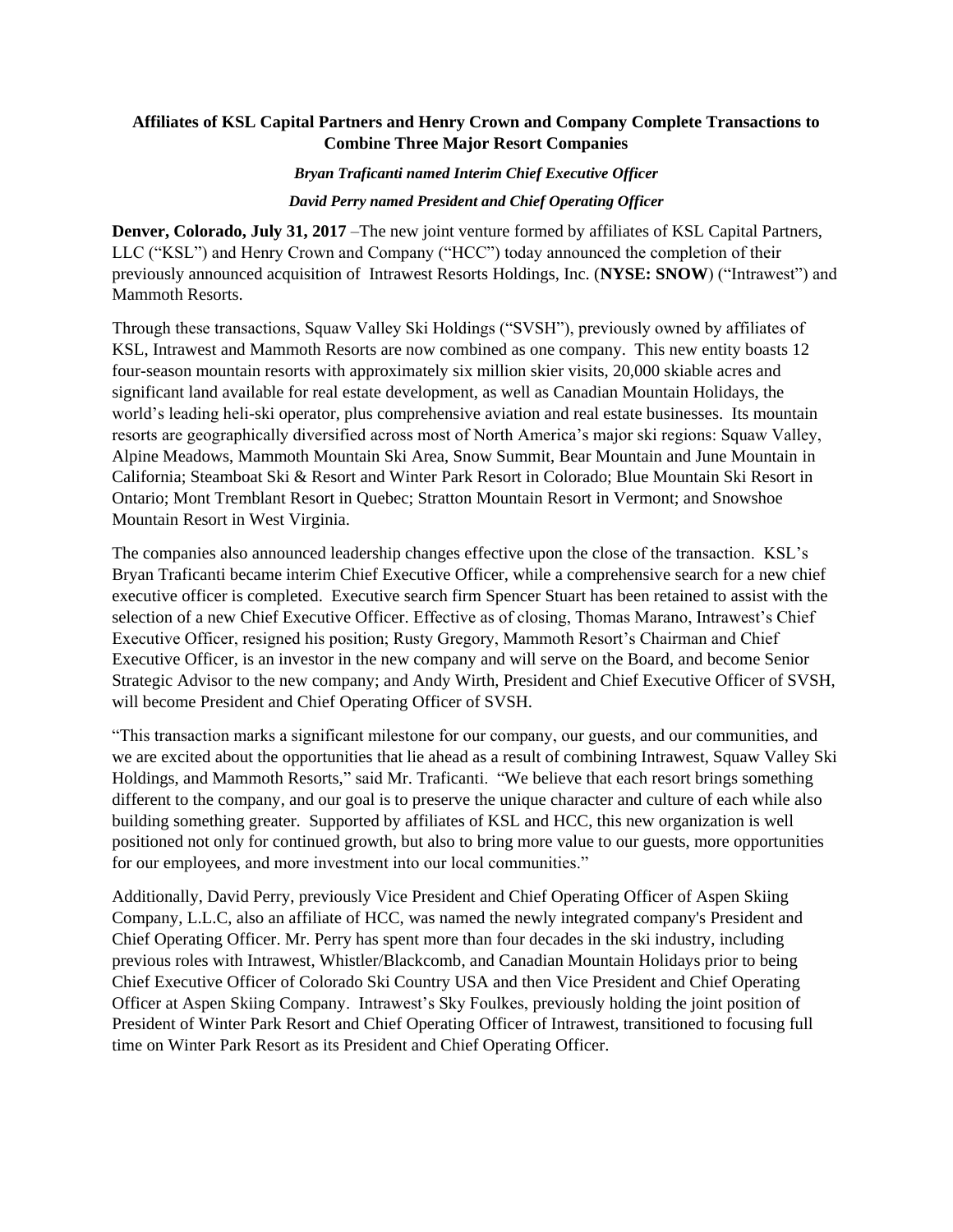# Affiliates of KSL Capital Partners and Henry Crown and Company Complete Transactions to Combine Three Major Resort Companies

***Bryan Traficanti named Interim Chief Executive Officer***

***David Perry named President and Chief Operating Officer***

**Denver, Colorado, July 31, 2017** –The new joint venture formed by affiliates of KSL Capital Partners, LLC ("KSL") and Henry Crown and Company ("HCC") today announced the completion of their previously announced acquisition of Intrawest Resorts Holdings, Inc. (**NYSE: SNOW**) ("Intrawest") and Mammoth Resorts.

Through these transactions, Squaw Valley Ski Holdings ("SVSH"), previously owned by affiliates of KSL, Intrawest and Mammoth Resorts are now combined as one company. This new entity boasts 12 four-season mountain resorts with approximately six million skier visits, 20,000 skiable acres and significant land available for real estate development, as well as Canadian Mountain Holidays, the world's leading heli-ski operator, plus comprehensive aviation and real estate businesses. Its mountain resorts are geographically diversified across most of North America's major ski regions: Squaw Valley, Alpine Meadows, Mammoth Mountain Ski Area, Snow Summit, Bear Mountain and June Mountain in California; Steamboat Ski & Resort and Winter Park Resort in Colorado; Blue Mountain Ski Resort in Ontario; Mont Tremblant Resort in Quebec; Stratton Mountain Resort in Vermont; and Snowshoe Mountain Resort in West Virginia.

The companies also announced leadership changes effective upon the close of the transaction. KSL's Bryan Traficanti became interim Chief Executive Officer, while a comprehensive search for a new chief executive officer is completed. Executive search firm Spencer Stuart has been retained to assist with the selection of a new Chief Executive Officer. Effective as of closing, Thomas Marano, Intrawest's Chief Executive Officer, resigned his position; Rusty Gregory, Mammoth Resort's Chairman and Chief Executive Officer, is an investor in the new company and will serve on the Board, and become Senior Strategic Advisor to the new company; and Andy Wirth, President and Chief Executive Officer of SVSH, will become President and Chief Operating Officer of SVSH.

"This transaction marks a significant milestone for our company, our guests, and our communities, and we are excited about the opportunities that lie ahead as a result of combining Intrawest, Squaw Valley Ski Holdings, and Mammoth Resorts," said Mr. Traficanti. "We believe that each resort brings something different to the company, and our goal is to preserve the unique character and culture of each while also building something greater. Supported by affiliates of KSL and HCC, this new organization is well positioned not only for continued growth, but also to bring more value to our guests, more opportunities for our employees, and more investment into our local communities."

Additionally, David Perry, previously Vice President and Chief Operating Officer of Aspen Skiing Company, L.L.C, also an affiliate of HCC, was named the newly integrated company's President and Chief Operating Officer. Mr. Perry has spent more than four decades in the ski industry, including previous roles with Intrawest, Whistler/Blackcomb, and Canadian Mountain Holidays prior to being Chief Executive Officer of Colorado Ski Country USA and then Vice President and Chief Operating Officer at Aspen Skiing Company. Intrawest's Sky Foulkes, previously holding the joint position of President of Winter Park Resort and Chief Operating Officer of Intrawest, transitioned to focusing full time on Winter Park Resort as its President and Chief Operating Officer.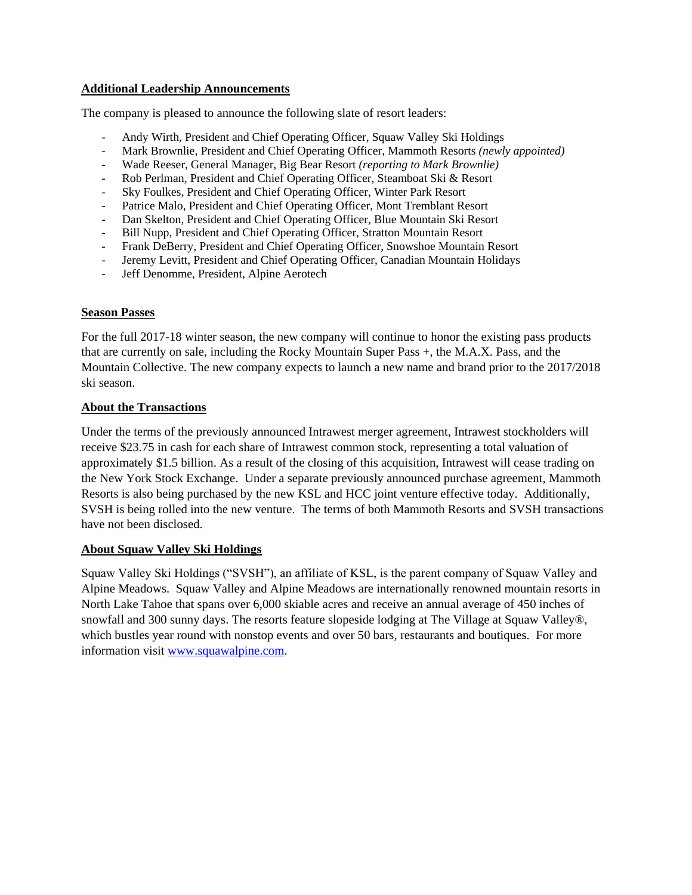**Additional Leadership Announcements**

The company is pleased to announce the following slate of resort leaders:

- Andy Wirth, President and Chief Operating Officer, Squaw Valley Ski Holdings
- Mark Brownlie, President and Chief Operating Officer, Mammoth Resorts *(newly appointed)*
- Wade Reeser, General Manager, Big Bear Resort *(reporting to Mark Brownlie)*
- Rob Perlman, President and Chief Operating Officer, Steamboat Ski & Resort
- Sky Foulkes, President and Chief Operating Officer, Winter Park Resort
- Patrice Malo, President and Chief Operating Officer, Mont Tremblant Resort
- Dan Skelton, President and Chief Operating Officer, Blue Mountain Ski Resort
- Bill Nupp, President and Chief Operating Officer, Stratton Mountain Resort
- Frank DeBerry, President and Chief Operating Officer, Snowshoe Mountain Resort
- Jeremy Levitt, President and Chief Operating Officer, Canadian Mountain Holidays
- Jeff Denomme, President, Alpine Aerotech

**Season Passes**

For the full 2017-18 winter season, the new company will continue to honor the existing pass products that are currently on sale, including the Rocky Mountain Super Pass +, the M.A.X. Pass, and the Mountain Collective. The new company expects to launch a new name and brand prior to the 2017/2018 ski season.

**About the Transactions**

Under the terms of the previously announced Intrawest merger agreement, Intrawest stockholders will receive $23.75 in cash for each share of Intrawest common stock, representing a total valuation of approximately $1.5 billion. As a result of the closing of this acquisition, Intrawest will cease trading on the New York Stock Exchange. Under a separate previously announced purchase agreement, Mammoth Resorts is also being purchased by the new KSL and HCC joint venture effective today. Additionally, SVSH is being rolled into the new venture. The terms of both Mammoth Resorts and SVSH transactions have not been disclosed.

**About Squaw Valley Ski Holdings**

Squaw Valley Ski Holdings ("SVSH"), an affiliate of KSL, is the parent company of Squaw Valley and Alpine Meadows. Squaw Valley and Alpine Meadows are internationally renowned mountain resorts in North Lake Tahoe that spans over 6,000 skiable acres and receive an annual average of 450 inches of snowfall and 300 sunny days. The resorts feature slopeside lodging at The Village at Squaw Valley®, which bustles year round with nonstop events and over 50 bars, restaurants and boutiques. For more information visit [www.squawalpine.com](http://www.squawalpine.com).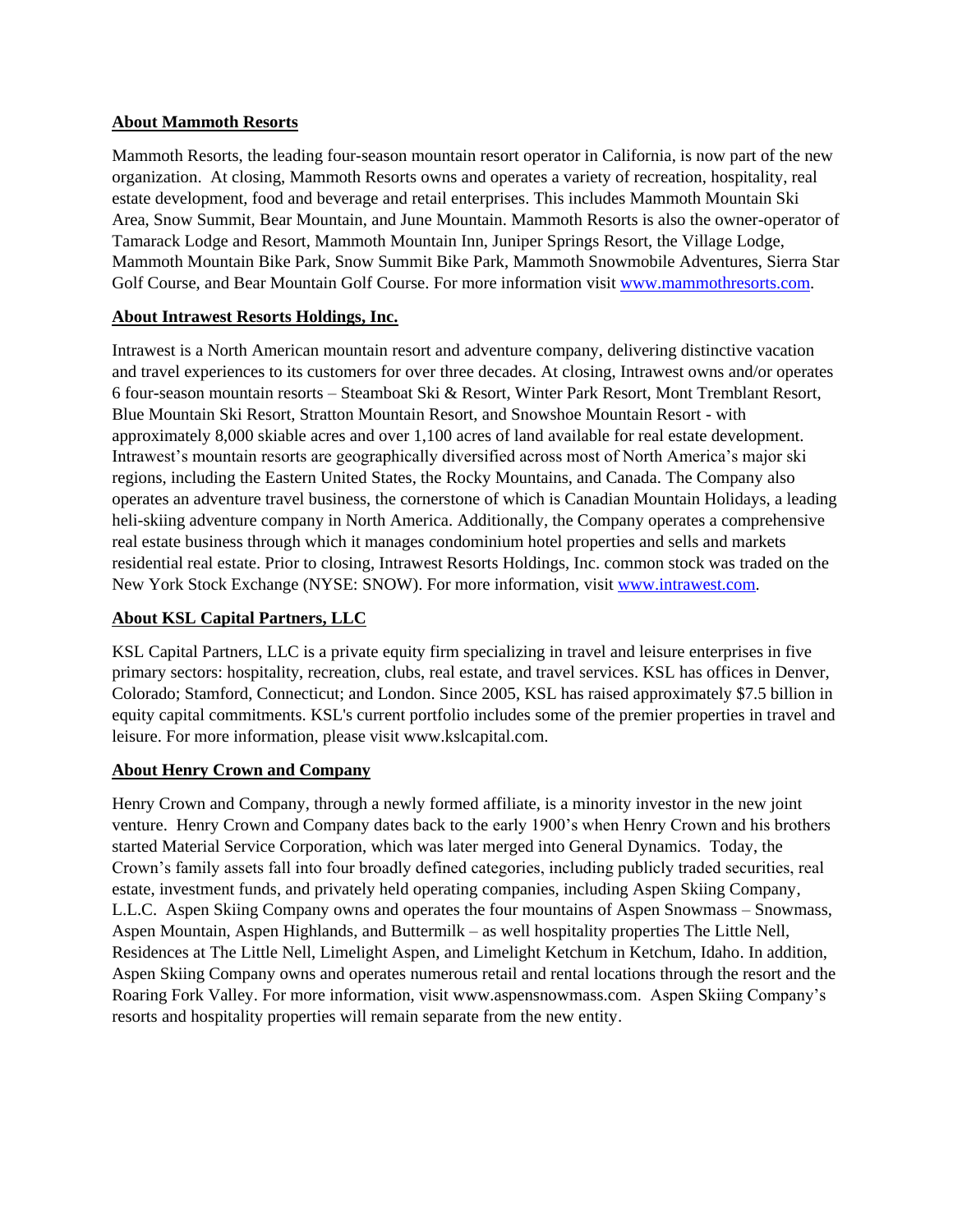**About Mammoth Resorts**

Mammoth Resorts, the leading four-season mountain resort operator in California, is now part of the new organization. At closing, Mammoth Resorts owns and operates a variety of recreation, hospitality, real estate development, food and beverage and retail enterprises. This includes Mammoth Mountain Ski Area, Snow Summit, Bear Mountain, and June Mountain. Mammoth Resorts is also the owner-operator of Tamarack Lodge and Resort, Mammoth Mountain Inn, Juniper Springs Resort, the Village Lodge, Mammoth Mountain Bike Park, Snow Summit Bike Park, Mammoth Snowmobile Adventures, Sierra Star Golf Course, and Bear Mountain Golf Course. For more information visit [www.mammothresorts.com](www.mammothresorts.com).

**About Intrawest Resorts Holdings, Inc.**

Intrawest is a North American mountain resort and adventure company, delivering distinctive vacation and travel experiences to its customers for over three decades. At closing, Intrawest owns and/or operates 6 four-season mountain resorts – Steamboat Ski & Resort, Winter Park Resort, Mont Tremblant Resort, Blue Mountain Ski Resort, Stratton Mountain Resort, and Snowshoe Mountain Resort - with approximately 8,000 skiable acres and over 1,100 acres of land available for real estate development. Intrawest's mountain resorts are geographically diversified across most of North America's major ski regions, including the Eastern United States, the Rocky Mountains, and Canada. The Company also operates an adventure travel business, the cornerstone of which is Canadian Mountain Holidays, a leading heli-skiing adventure company in North America. Additionally, the Company operates a comprehensive real estate business through which it manages condominium hotel properties and sells and markets residential real estate. Prior to closing, Intrawest Resorts Holdings, Inc. common stock was traded on the New York Stock Exchange (NYSE: SNOW). For more information, visit [www.intrawest.com](www.intrawest.com).

**About KSL Capital Partners, LLC**

KSL Capital Partners, LLC is a private equity firm specializing in travel and leisure enterprises in five primary sectors: hospitality, recreation, clubs, real estate, and travel services. KSL has offices in Denver, Colorado; Stamford, Connecticut; and London. Since 2005, KSL has raised approximately $7.5 billion in equity capital commitments. KSL's current portfolio includes some of the premier properties in travel and leisure. For more information, please visit www.kslcapital.com.

**About Henry Crown and Company**

Henry Crown and Company, through a newly formed affiliate, is a minority investor in the new joint venture. Henry Crown and Company dates back to the early 1900's when Henry Crown and his brothers started Material Service Corporation, which was later merged into General Dynamics. Today, the Crown's family assets fall into four broadly defined categories, including publicly traded securities, real estate, investment funds, and privately held operating companies, including Aspen Skiing Company, L.L.C. Aspen Skiing Company owns and operates the four mountains of Aspen Snowmass – Snowmass, Aspen Mountain, Aspen Highlands, and Buttermilk – as well hospitality properties The Little Nell, Residences at The Little Nell, Limelight Aspen, and Limelight Ketchum in Ketchum, Idaho. In addition, Aspen Skiing Company owns and operates numerous retail and rental locations through the resort and the Roaring Fork Valley. For more information, visit www.aspensnowmass.com. Aspen Skiing Company's resorts and hospitality properties will remain separate from the new entity.